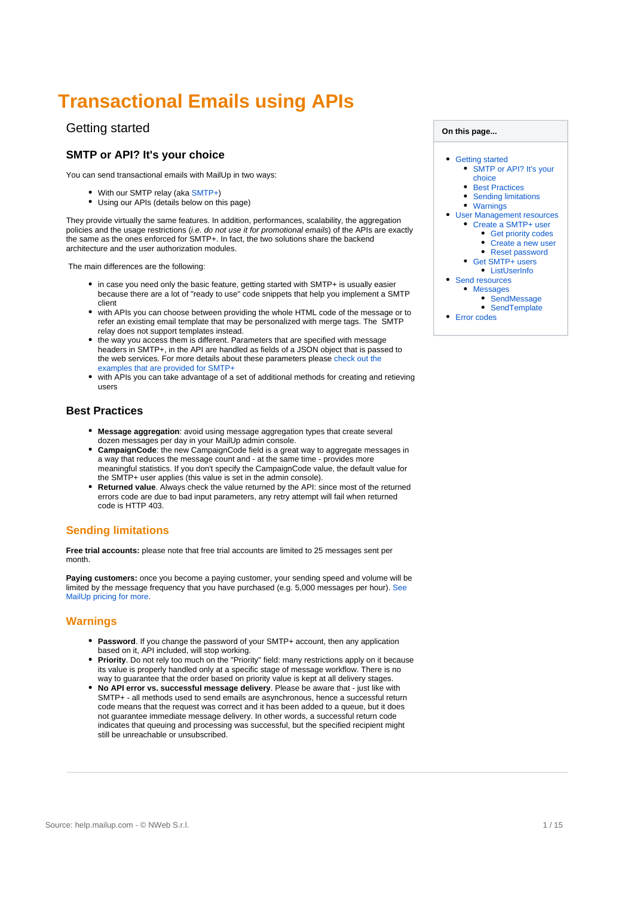# Transactional Emails using APIs

## Getting started

### SMTP or API? It's your choice

You can send transactional emails with MailUp in two ways:

- With our SMTP relay (aka SMTP+)
- Using our APIs (details below on this page)

They provide virtually the same features. In addition, performances, scalability, the aggregation policies and the usage restrictions (*i.e. do not use it for promotional emails*) of the APIs are exactly the same as the ones enforced for SMTP+. In fact, the two solutions share the backend architecture and the user authorization modules.

The main differences are the following:

- in case you need only the basic feature, getting started with SMTP+ is usually easier because there are a lot of "ready to use" code snippets that help you implement a SMTP client
- with APIs you can choose between providing the whole HTML code of the message or to refer an existing email template that may be personalized with merge tags. The SMTP relay does not support templates instead.
- the way you access them is different. Parameters that are specified with message headers in SMTP+, in the API are handled as fields of a JSON object that is passed to the web services. For more details about these parameters please check out the examples that are provided for SMTP+
- with APIs you can take advantage of a set of additional methods for creating and retieving users

### Best Practices

- **Message aggregation**: avoid using message aggregation types that create several dozen messages per day in your MailUp admin console.
- **CampaignCode**: the new CampaignCode field is a great way to aggregate messages in a way that reduces the message count and - at the same time - provides more meaningful statistics. If you don't specify the CampaignCode value, the default value for the SMTP+ user applies (this value is set in the admin console).
- **Returned value**. Always check the value returned by the API: since most of the returned errors code are due to bad input parameters, any retry attempt will fail when returned code is HTTP 403.

### Sending limitations

**Free trial accounts:** please note that free trial accounts are limited to 25 messages sent per month.

**Paying customers:** once you become a paying customer, your sending speed and volume will be limited by the message frequency that you have purchased (e.g. 5,000 messages per hour). See MailUp pricing for more.

### Warnings

- **Password**. If you change the password of your SMTP+ account, then any application based on it, API included, will stop working.
- **Priority**. Do not rely too much on the "Priority" field: many restrictions apply on it because its value is properly handled only at a specific stage of message workflow. There is no way to guarantee that the order based on priority value is kept at all delivery stages.
- **No API error vs. successful message delivery**. Please be aware that - just like with SMTP+ - all methods used to send emails are asynchronous, hence a successful return code means that the request was correct and it has been added to a queue, but it does not guarantee immediate message delivery. In other words, a successful return code indicates that queuing and processing was successful, but the specified recipient might still be unreachable or unsubscribed.

**On this page...**

- Getting started
  - SMTP or API? It's your choice
  - Best Practices
  - Sending limitations
  - Warnings
- User Management resources
  - Create a SMTP+ user
    - Get priority codes
    - Create a new user
    - Reset password
  - Get SMTP+ users
    - ListUserInfo
- Send resources
  - Messages
    - SendMessage
    - SendTemplate
- Error codes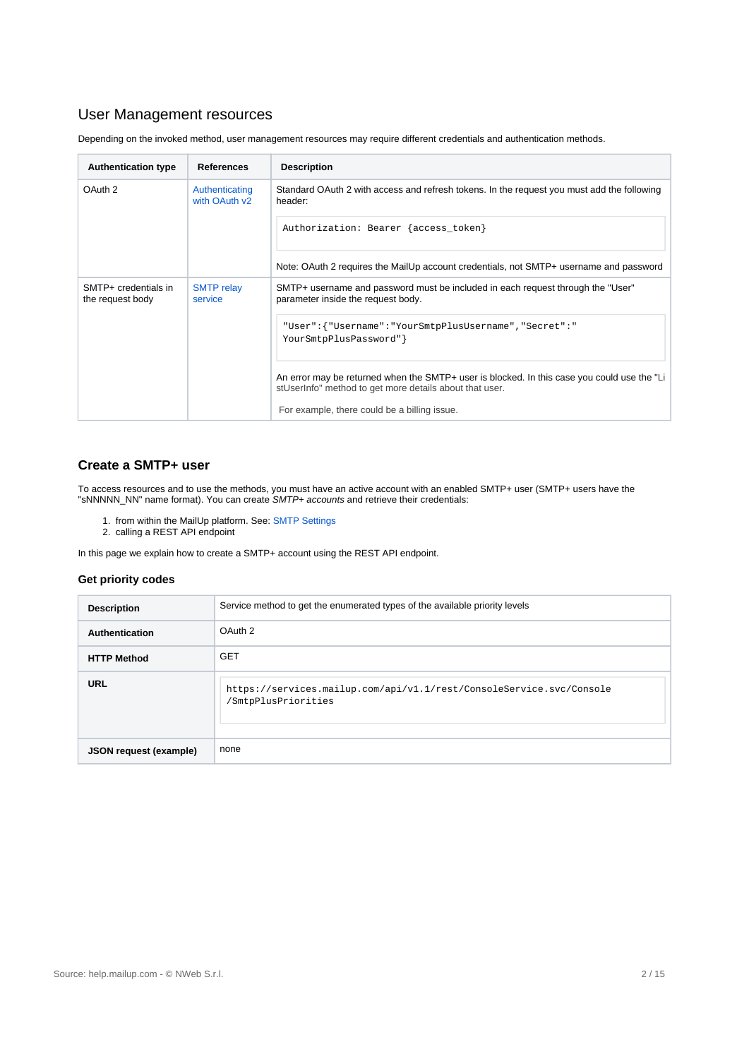## User Management resources

Depending on the invoked method, user management resources may require different credentials and authentication methods.

| Authentication type | References | Description |
|---|---|---|
| OAuth 2 | Authenticating with OAuth v2 | Standard OAuth 2 with access and refresh tokens. In the request you must add the following header: `Authorization: Bearer {access_token}` Note: OAuth 2 requires the MailUp account credentials, not SMTP+ username and password |
| SMTP+ credentials in the request body | SMTP relay service | SMTP+ username and password must be included in each request through the "User" parameter inside the request body. `"User":{"Username":"YourSmtpPlusUsername","Secret":"YourSmtpPlusPassword"}` An error may be returned when the SMTP+ user is blocked. In this case you could use the "ListUserInfo" method to get more details about that user. For example, there could be a billing issue. |

## Create a SMTP+ user

To access resources and to use the methods, you must have an active account with an enabled SMTP+ user (SMTP+ users have the "sNNNNN_NN" name format). You can create *SMTP+ accounts* and retrieve their credentials:

1. from within the MailUp platform. See: SMTP Settings
2. calling a REST API endpoint

In this page we explain how to create a SMTP+ account using the REST API endpoint.

### Get priority codes

| | |
|---|---|
| **Description** | Service method to get the enumerated types of the available priority levels |
| **Authentication** | OAuth 2 |
| **HTTP Method** | GET |
| **URL** | `https://services.mailup.com/api/v1.1/rest/ConsoleService.svc/Console/SmtpPlusPriorities` |
| **JSON request (example)** | none |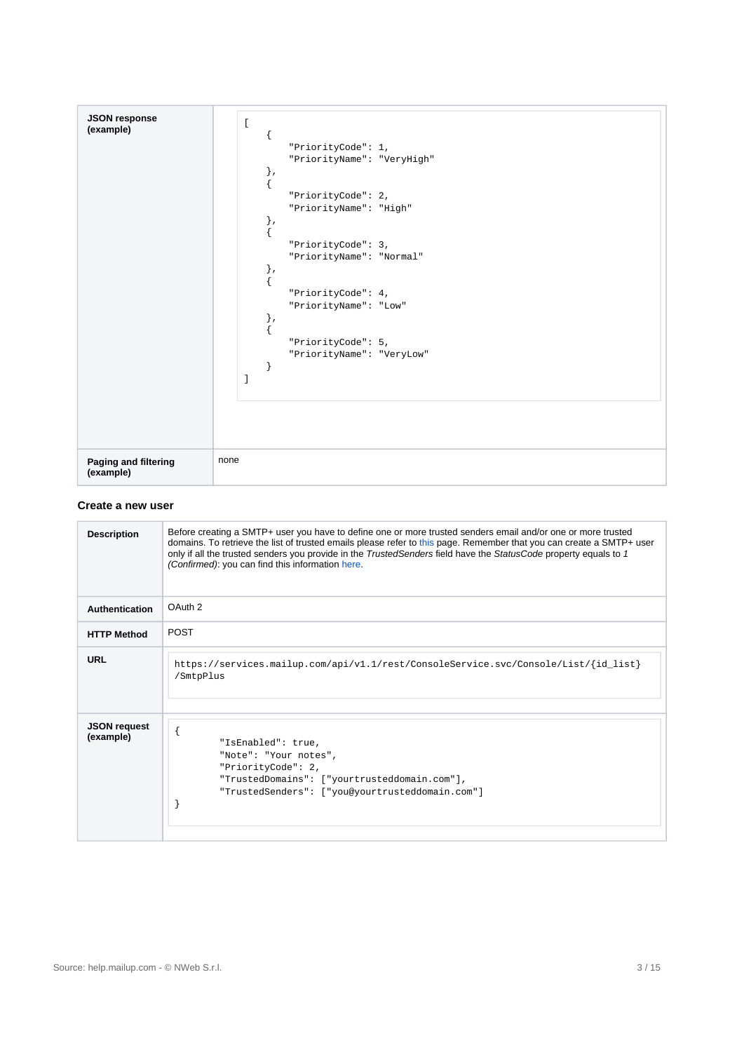| | |
|---|---|
| **JSON response (example)** | <pre>[<br>    {<br>        "PriorityCode": 1,<br>        "PriorityName": "VeryHigh"<br>    },<br>    {<br>        "PriorityCode": 2,<br>        "PriorityName": "High"<br>    },<br>    {<br>        "PriorityCode": 3,<br>        "PriorityName": "Normal"<br>    },<br>    {<br>        "PriorityCode": 4,<br>        "PriorityName": "Low"<br>    },<br>    {<br>        "PriorityCode": 5,<br>        "PriorityName": "VeryLow"<br>    }<br>]</pre> |
| **Paging and filtering (example)** | none |

### Create a new user

| | |
|---|---|
| **Description** | Before creating a SMTP+ user you have to define one or more trusted senders email and/or one or more trusted domains. To retrieve the list of trusted emails please refer to this page. Remember that you can create a SMTP+ user only if all the trusted senders you provide in the *TrustedSenders* field have the *StatusCode* property equals to *1 (Confirmed)*: you can find this information here. |
| **Authentication** | OAuth 2 |
| **HTTP Method** | POST |
| **URL** | `https://services.mailup.com/api/v1.1/rest/ConsoleService.svc/Console/List/{id_list}/SmtpPlus` |
| **JSON request (example)** | <pre>{<br>        "IsEnabled": true,<br>        "Note": "Your notes",<br>        "PriorityCode": 2,<br>        "TrustedDomains": ["yourtrusteddomain.com"],<br>        "TrustedSenders": ["you@yourtrusteddomain.com"]<br>}</pre> |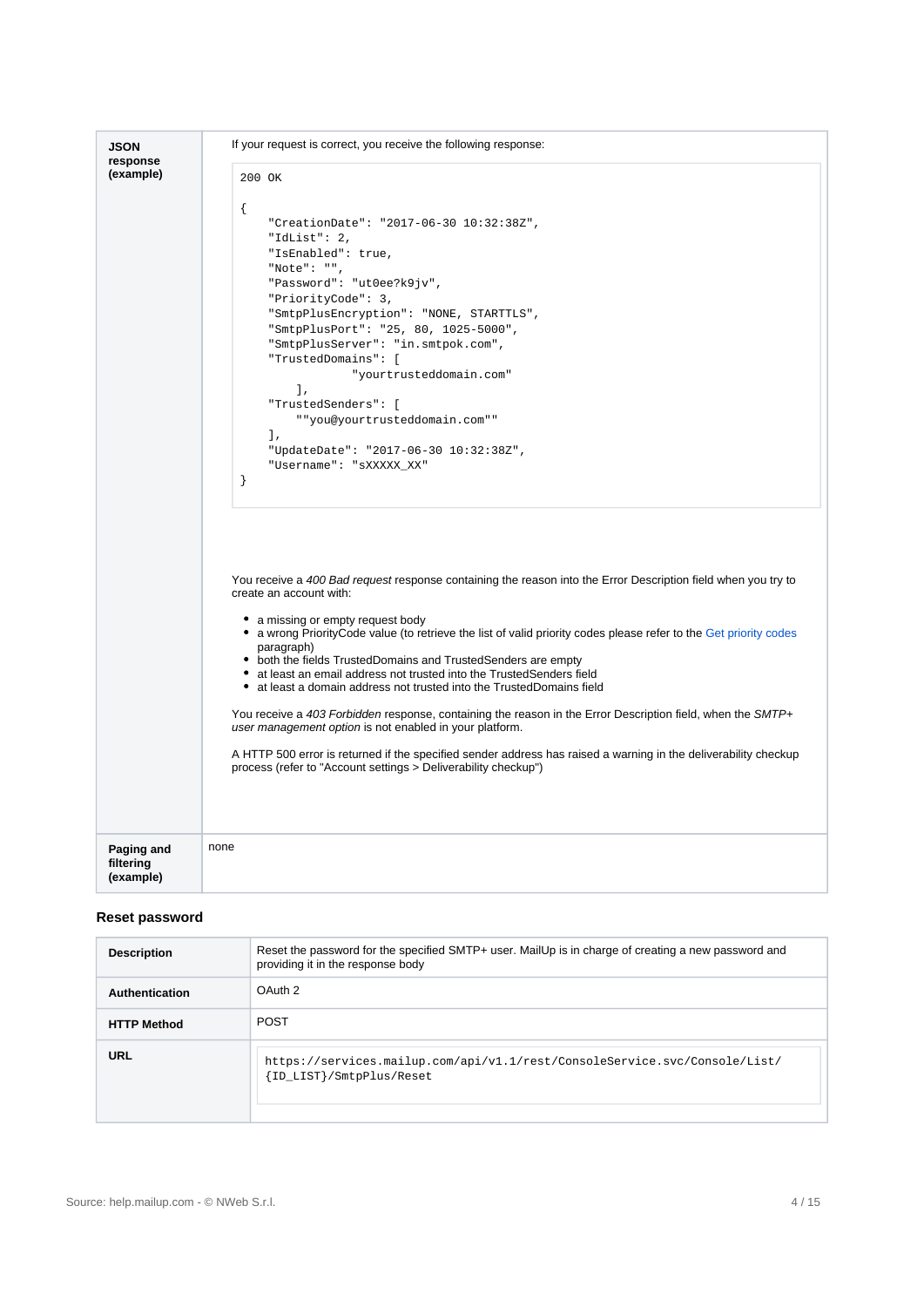<table>
<tr>
<td><b>JSON response (example)</b></td>
<td>

If your request is correct, you receive the following response:

```
200 OK

{
    "CreationDate": "2017-06-30 10:32:38Z",
    "IdList": 2,
    "IsEnabled": true,
    "Note": "",
    "Password": "ut0ee?k9jv",
    "PriorityCode": 3,
    "SmtpPlusEncryption": "NONE, STARTTLS",
    "SmtpPlusPort": "25, 80, 1025-5000",
    "SmtpPlusServer": "in.smtpok.com",
    "TrustedDomains": [
                "yourtrusteddomain.com"
        ],
    "TrustedSenders": [
        ""you@yourtrusteddomain.com""
    ],
    "UpdateDate": "2017-06-30 10:32:38Z",
    "Username": "sXXXXX_XX"
}
```

You receive a *400 Bad request* response containing the reason into the Error Description field when you try to create an account with:

- a missing or empty request body
- a wrong PriorityCode value (to retrieve the list of valid priority codes please refer to the Get priority codes paragraph)
- both the fields TrustedDomains and TrustedSenders are empty
- at least an email address not trusted into the TrustedSenders field
- at least a domain address not trusted into the TrustedDomains field

You receive a *403 Forbidden* response, containing the reason in the Error Description field, when the *SMTP+ user management option* is not enabled in your platform.

A HTTP 500 error is returned if the specified sender address has raised a warning in the deliverability checkup process (refer to "Account settings > Deliverability checkup")

</td>
</tr>
<tr>
<td><b>Paging and filtering (example)</b></td>
<td>none</td>
</tr>
</table>

### Reset password

| | |
|---|---|
| **Description** | Reset the password for the specified SMTP+ user. MailUp is in charge of creating a new password and providing it in the response body |
| **Authentication** | OAuth 2 |
| **HTTP Method** | POST |
| **URL** | `https://services.mailup.com/api/v1.1/rest/ConsoleService.svc/Console/List/{ID_LIST}/SmtpPlus/Reset` |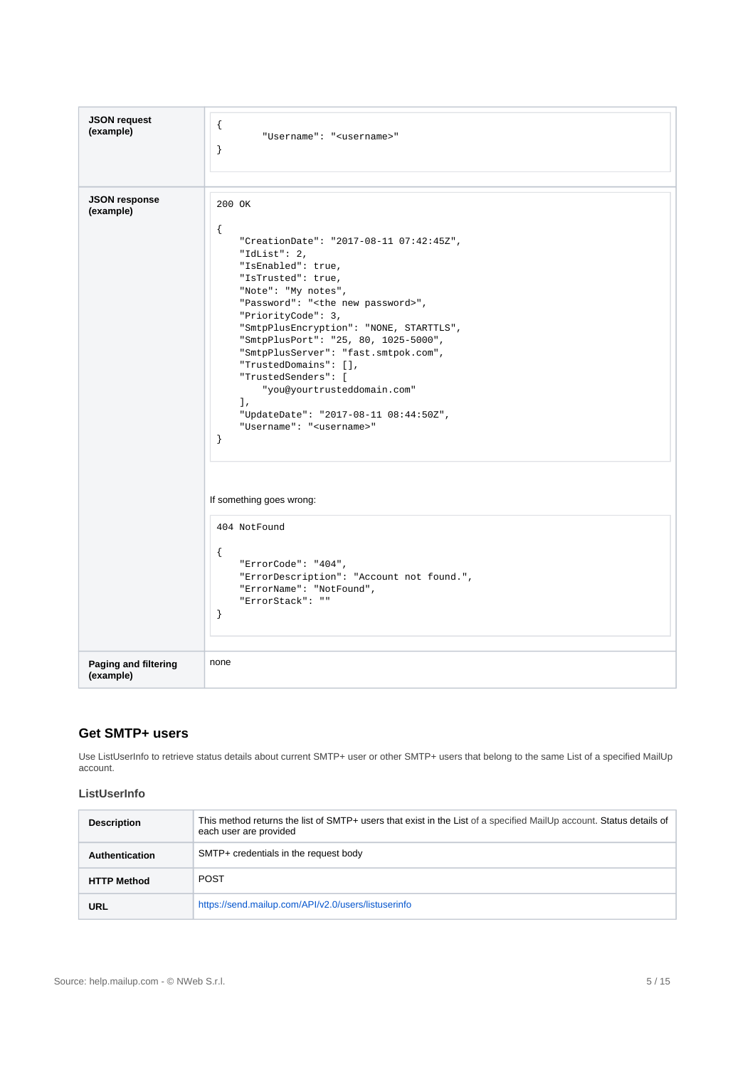| | |
|---|---|
| **JSON request (example)** | `{ "Username": "<username>" }` |
| **JSON response (example)** | `200 OK` `{ "CreationDate": "2017-08-11 07:42:45Z", "IdList": 2, "IsEnabled": true, "IsTrusted": true, "Note": "My notes", "Password": "<the new password>", "PriorityCode": 3, "SmtpPlusEncryption": "NONE, STARTTLS", "SmtpPlusPort": "25, 80, 1025-5000", "SmtpPlusServer": "fast.smtpok.com", "TrustedDomains": [], "TrustedSenders": [ "you@yourtrusteddomain.com" ], "UpdateDate": "2017-08-11 08:44:50Z", "Username": "<username>" }` If something goes wrong: `404 NotFound` `{ "ErrorCode": "404", "ErrorDescription": "Account not found.", "ErrorName": "NotFound", "ErrorStack": "" }` |
| **Paging and filtering (example)** | none |

JSON request (example):

```
{
        "Username": "<username>"
}
```

JSON response (example):

```
200 OK

{
    "CreationDate": "2017-08-11 07:42:45Z",
    "IdList": 2,
    "IsEnabled": true,
    "IsTrusted": true,
    "Note": "My notes",
    "Password": "<the new password>",
    "PriorityCode": 3,
    "SmtpPlusEncryption": "NONE, STARTTLS",
    "SmtpPlusPort": "25, 80, 1025-5000",
    "SmtpPlusServer": "fast.smtpok.com",
    "TrustedDomains": [],
    "TrustedSenders": [
        "you@yourtrusteddomain.com"
    ],
    "UpdateDate": "2017-08-11 08:44:50Z",
    "Username": "<username>"
}
```

If something goes wrong:

```
404 NotFound

{
    "ErrorCode": "404",
    "ErrorDescription": "Account not found.",
    "ErrorName": "NotFound",
    "ErrorStack": ""
}
```

## Get SMTP+ users

Use ListUserInfo to retrieve status details about current SMTP+ user or other SMTP+ users that belong to the same List of a specified MailUp account.

### ListUserInfo

| | |
|---|---|
| **Description** | This method returns the list of SMTP+ users that exist in the List of a specified MailUp account. Status details of each user are provided |
| **Authentication** | SMTP+ credentials in the request body |
| **HTTP Method** | POST |
| **URL** | https://send.mailup.com/API/v2.0/users/listuserinfo |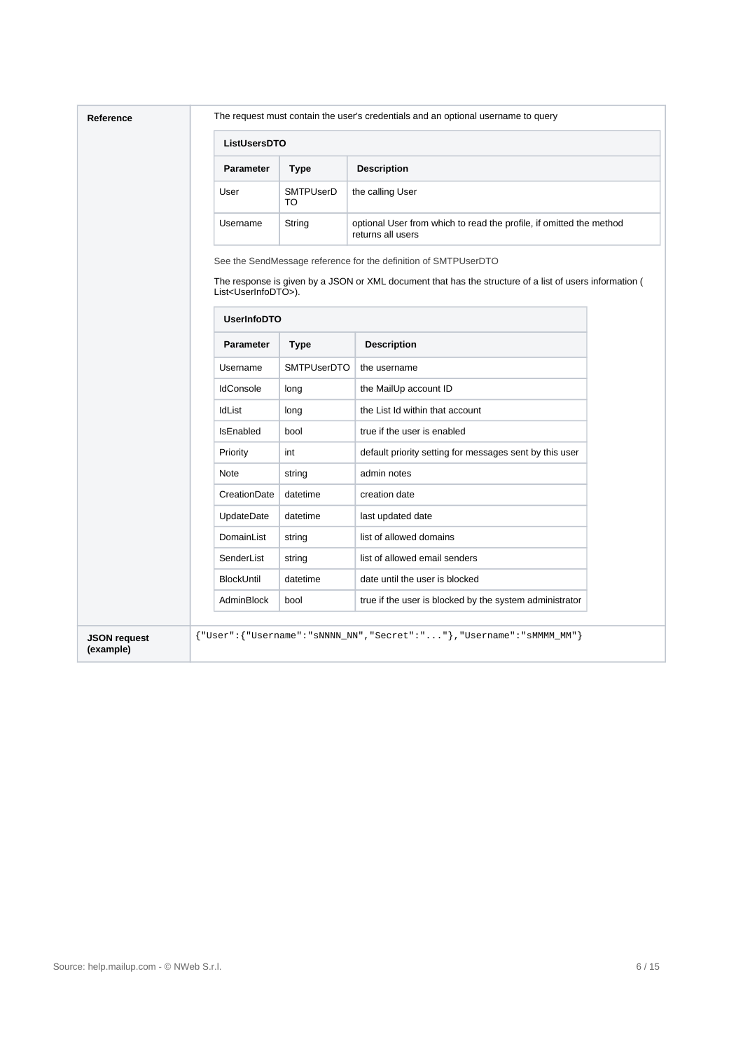**Reference**

The request must contain the user's credentials and an optional username to query

**ListUsersDTO**

| Parameter | Type | Description |
| --- | --- | --- |
| User | SMTPUserDTO | the calling User |
| Username | String | optional User from which to read the profile, if omitted the method returns all users |

See the SendMessage reference for the definition of SMTPUserDTO

The response is given by a JSON or XML document that has the structure of a list of users information ( List<UserInfoDTO>).

**UserInfoDTO**

| Parameter | Type | Description |
| --- | --- | --- |
| Username | SMTPUserDTO | the username |
| IdConsole | long | the MailUp account ID |
| IdList | long | the List Id within that account |
| IsEnabled | bool | true if the user is enabled |
| Priority | int | default priority setting for messages sent by this user |
| Note | string | admin notes |
| CreationDate | datetime | creation date |
| UpdateDate | datetime | last updated date |
| DomainList | string | list of allowed domains |
| SenderList | string | list of allowed email senders |
| BlockUntil | datetime | date until the user is blocked |
| AdminBlock | bool | true if the user is blocked by the system administrator |

**JSON request (example)**

```
{"User":{"Username":"sNNNN_NN","Secret":"..."},"Username":"sMMMM_MM"}
```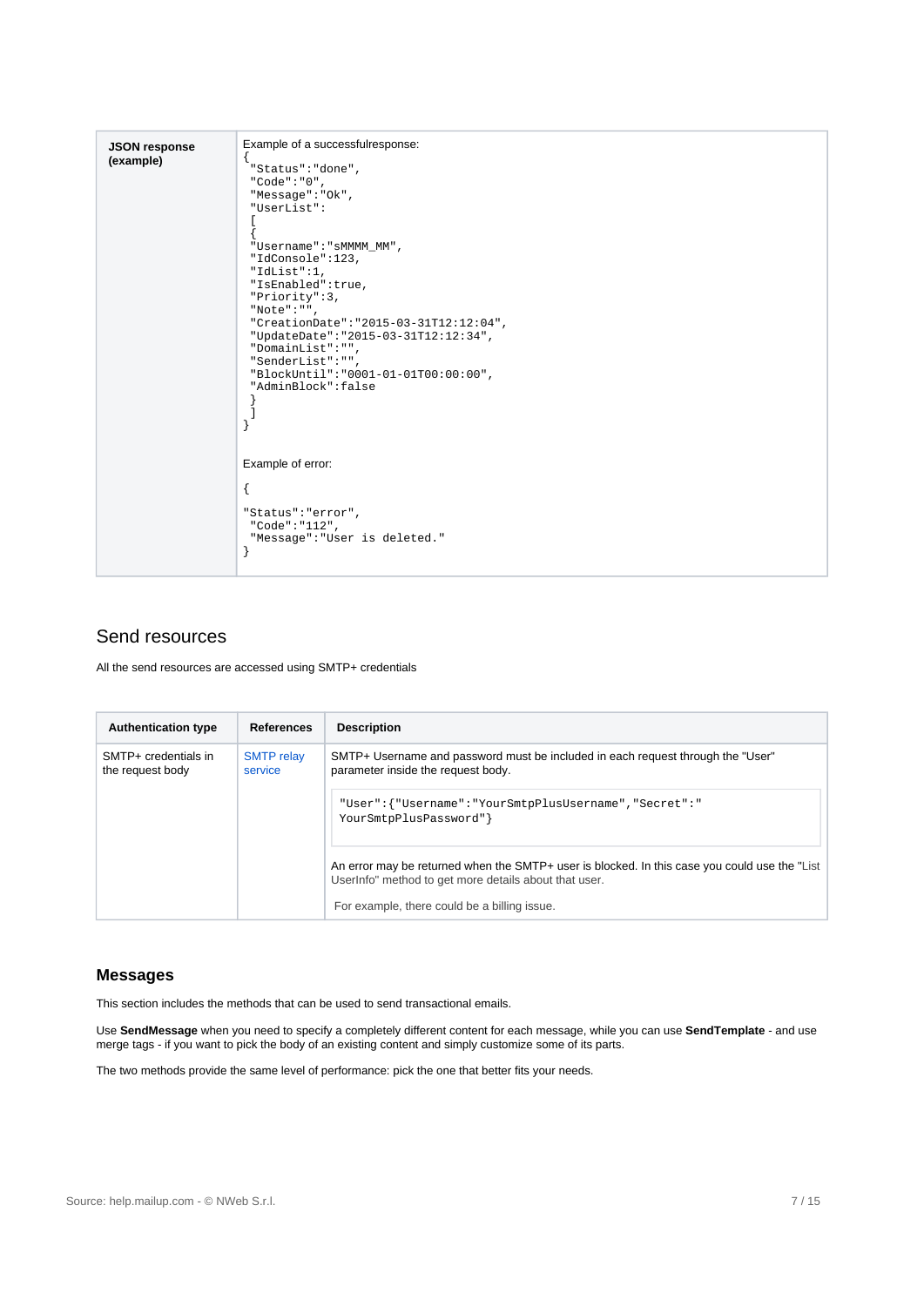| **JSON response (example)** | Example of a successfulresponse:<br>```{ "Status":"done", "Code":"0", "Message":"Ok", "UserList": [ { "Username":"sMMMM_MM", "IdConsole":123, "IdList":1, "IsEnabled":true, "Priority":3, "Note":"", "CreationDate":"2015-03-31T12:12:04", "UpdateDate":"2015-03-31T12:12:34", "DomainList":"", "SenderList":"", "BlockUntil":"0001-01-01T00:00:00", "AdminBlock":false } ] }```<br><br>Example of error:<br>```{ "Status":"error", "Code":"112", "Message":"User is deleted." }``` |
|---|---|

## Send resources

All the send resources are accessed using SMTP+ credentials

| Authentication type | References | Description |
|---|---|---|
| SMTP+ credentials in the request body | SMTP relay service | SMTP+ Username and password must be included in each request through the "User" parameter inside the request body.<br>`"User":{"Username":"YourSmtpPlusUsername","Secret":" YourSmtpPlusPassword"}`<br>An error may be returned when the SMTP+ user is blocked. In this case you could use the "List UserInfo" method to get more details about that user.<br>For example, there could be a billing issue. |

### Messages

This section includes the methods that can be used to send transactional emails.

Use **SendMessage** when you need to specify a completely different content for each message, while you can use **SendTemplate** - and use merge tags - if you want to pick the body of an existing content and simply customize some of its parts.

The two methods provide the same level of performance: pick the one that better fits your needs.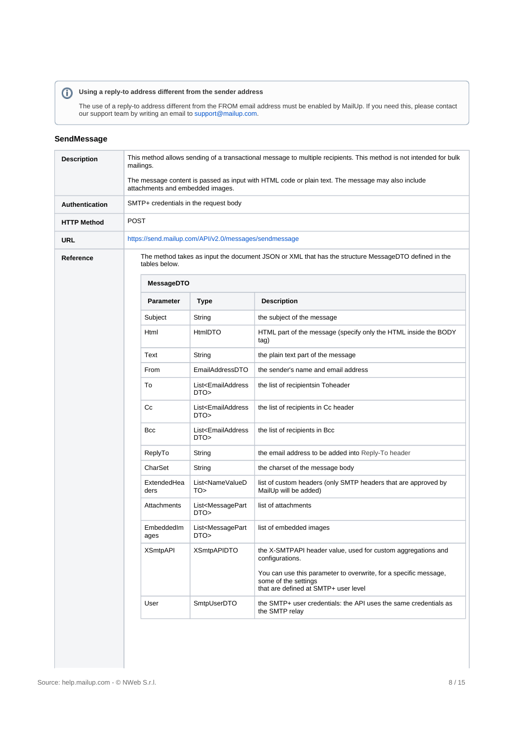> **Using a reply-to address different from the sender address**
>
> The use of a reply-to address different from the FROM email address must be enabled by MailUp. If you need this, please contact our support team by writing an email to support@mailup.com.

### SendMessage

| | |
|---|---|
| **Description** | This method allows sending of a transactional message to multiple recipients. This method is not intended for bulk mailings.<br><br>The message content is passed as input with HTML code or plain text. The message may also include attachments and embedded images. |
| **Authentication** | SMTP+ credentials in the request body |
| **HTTP Method** | POST |
| **URL** | https://send.mailup.com/API/v2.0/messages/sendmessage |
| **Reference** | The method takes as input the document JSON or XML that has the structure MessageDTO defined in the tables below. |

**MessageDTO**

| Parameter | Type | Description |
|---|---|---|
| Subject | String | the subject of the message |
| Html | HtmlDTO | HTML part of the message (specify only the HTML inside the BODY tag) |
| Text | String | the plain text part of the message |
| From | EmailAddressDTO | the sender's name and email address |
| To | List<EmailAddressDTO> | the list of recipientsin Toheader |
| Cc | List<EmailAddressDTO> | the list of recipients in Cc header |
| Bcc | List<EmailAddressDTO> | the list of recipients in Bcc |
| ReplyTo | String | the email address to be added into Reply-To header |
| CharSet | String | the charset of the message body |
| ExtendedHeaders | List<NameValueDTO> | list of custom headers (only SMTP headers that are approved by MailUp will be added) |
| Attachments | List<MessagePartDTO> | list of attachments |
| EmbeddedImages | List<MessagePartDTO> | list of embedded images |
| XSmtpAPI | XSmtpAPIDTO | the X-SMTPAPI header value, used for custom aggregations and configurations.<br><br>You can use this parameter to overwrite, for a specific message, some of the settings that are defined at SMTP+ user level |
| User | SmtpUserDTO | the SMTP+ user credentials: the API uses the same credentials as the SMTP relay |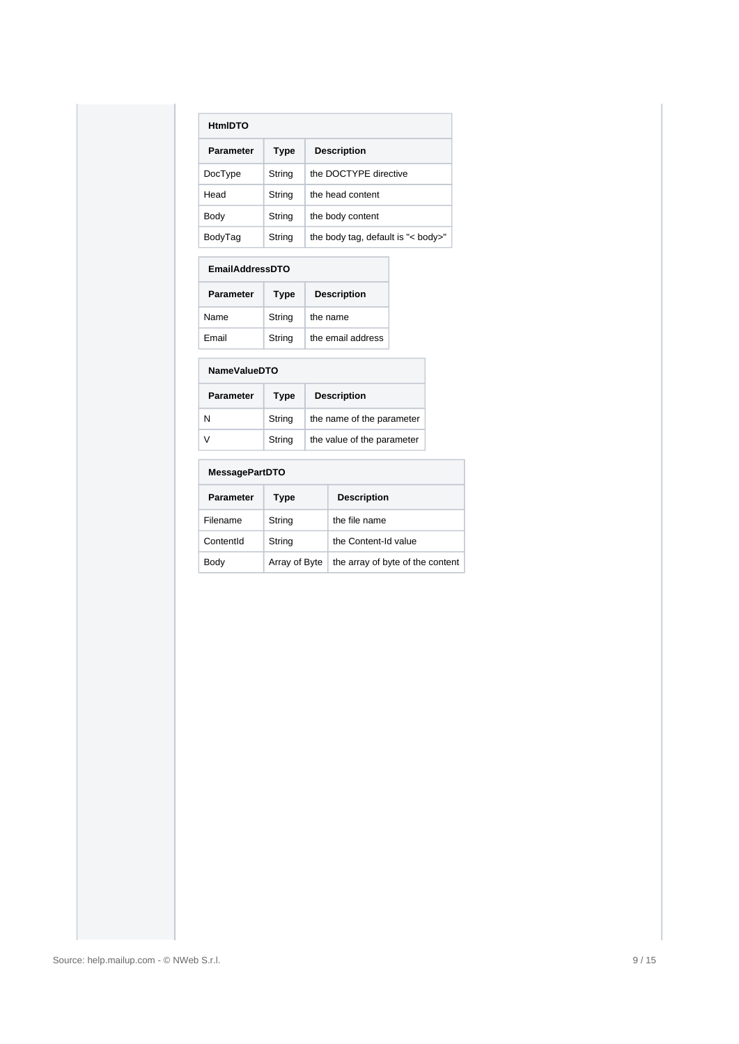| HtmlDTO | | |
|---|---|---|
| **Parameter** | **Type** | **Description** |
| DocType | String | the DOCTYPE directive |
| Head | String | the head content |
| Body | String | the body content |
| BodyTag | String | the body tag, default is "< body>" |

| EmailAddressDTO | | |
|---|---|---|
| **Parameter** | **Type** | **Description** |
| Name | String | the name |
| Email | String | the email address |

| NameValueDTO | | |
|---|---|---|
| **Parameter** | **Type** | **Description** |
| N | String | the name of the parameter |
| V | String | the value of the parameter |

| MessagePartDTO | | |
|---|---|---|
| **Parameter** | **Type** | **Description** |
| Filename | String | the file name |
| ContentId | String | the Content-Id value |
| Body | Array of Byte | the array of byte of the content |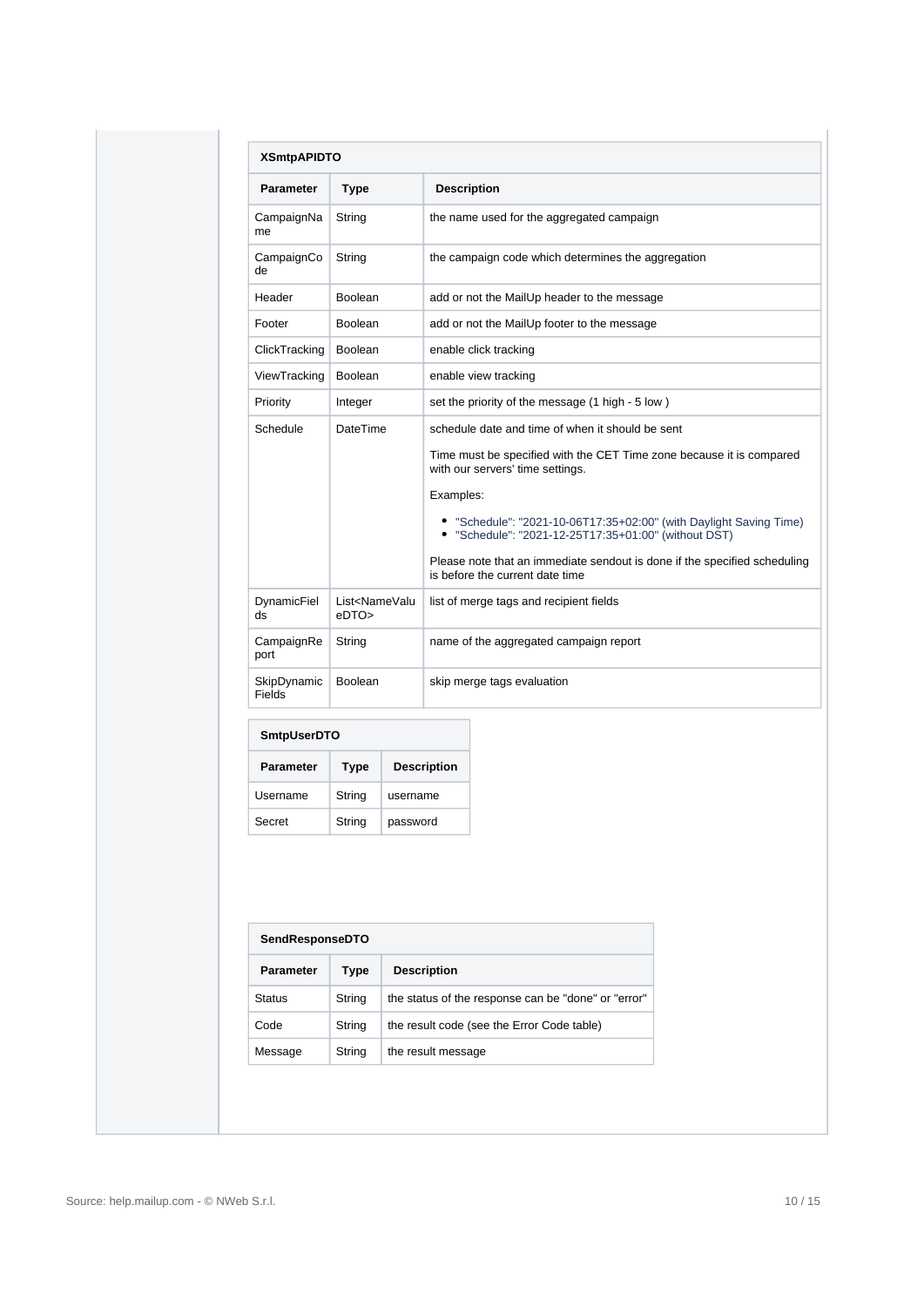**XSmtpAPIDTO**

| Parameter | Type | Description |
|---|---|---|
| CampaignName | String | the name used for the aggregated campaign |
| CampaignCode | String | the campaign code which determines the aggregation |
| Header | Boolean | add or not the MailUp header to the message |
| Footer | Boolean | add or not the MailUp footer to the message |
| ClickTracking | Boolean | enable click tracking |
| ViewTracking | Boolean | enable view tracking |
| Priority | Integer | set the priority of the message (1 high - 5 low ) |
| Schedule | DateTime | schedule date and time of when it should be sent<br><br>Time must be specified with the CET Time zone because it is compared with our servers' time settings.<br><br>Examples:<br><br>• "Schedule": "2021-10-06T17:35+02:00" (with Daylight Saving Time)<br>• "Schedule": "2021-12-25T17:35+01:00" (without DST)<br><br>Please note that an immediate sendout is done if the specified scheduling is before the current date time |
| DynamicFields | List<NameValueDTO> | list of merge tags and recipient fields |
| CampaignReport | String | name of the aggregated campaign report |
| SkipDynamicFields | Boolean | skip merge tags evaluation |

**SmtpUserDTO**

| Parameter | Type | Description |
|---|---|---|
| Username | String | username |
| Secret | String | password |

**SendResponseDTO**

| Parameter | Type | Description |
|---|---|---|
| Status | String | the status of the response can be "done" or "error" |
| Code | String | the result code (see the Error Code table) |
| Message | String | the result message |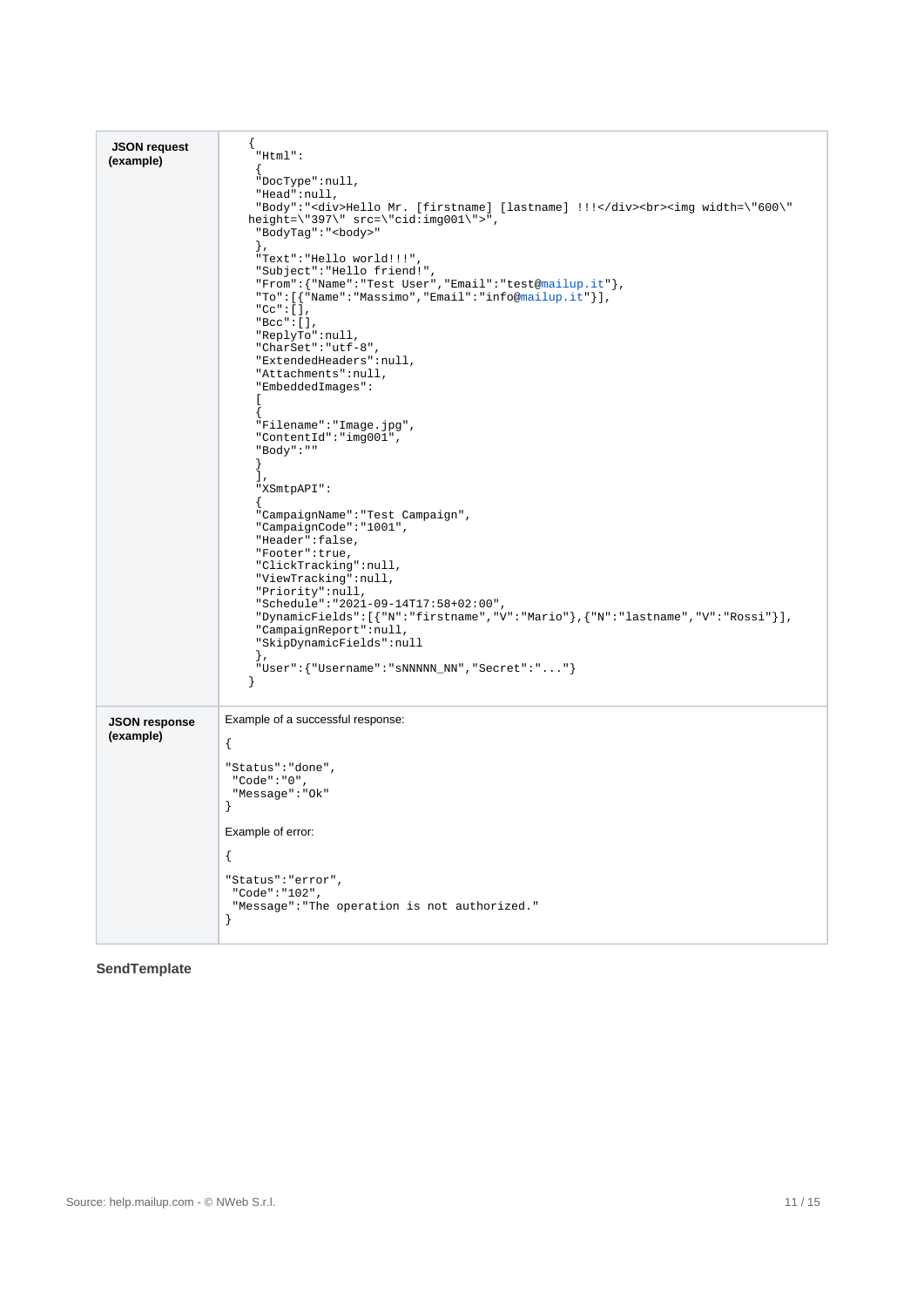| | |
|---|---|
| **JSON request (example)** | ```{ "Html": { "DocType":null, "Head":null, "Body":"<div>Hello Mr. [firstname] [lastname] !!!</div><br><img width=\"600\" height=\"397\" src=\"cid:img001\">", "BodyTag":"<body>" }, "Text":"Hello world!!!", "Subject":"Hello friend!", "From":{"Name":"Test User","Email":"test@mailup.it"}, "To":[{"Name":"Massimo","Email":"info@mailup.it"}], "Cc":[], "Bcc":[], "ReplyTo":null, "CharSet":"utf-8", "ExtendedHeaders":null, "Attachments":null, "EmbeddedImages": [ { "Filename":"Image.jpg", "ContentId":"img001", "Body":"" } ], "XSmtpAPI": { "CampaignName":"Test Campaign", "CampaignCode":"1001", "Header":false, "Footer":true, "ClickTracking":null, "ViewTracking":null, "Priority":null, "Schedule":"2021-09-14T17:58+02:00", "DynamicFields":[{"N":"firstname","V":"Mario"},{"N":"lastname","V":"Rossi"}], "CampaignReport":null, "SkipDynamicFields":null }, "User":{"Username":"sNNNNN_NN","Secret":"..."} }``` |
| **JSON response (example)** | Example of a successful response: ```{ "Status":"done", "Code":"0", "Message":"Ok" }``` Example of error: ```{ "Status":"error", "Code":"102", "Message":"The operation is not authorized." }``` |

**SendTemplate**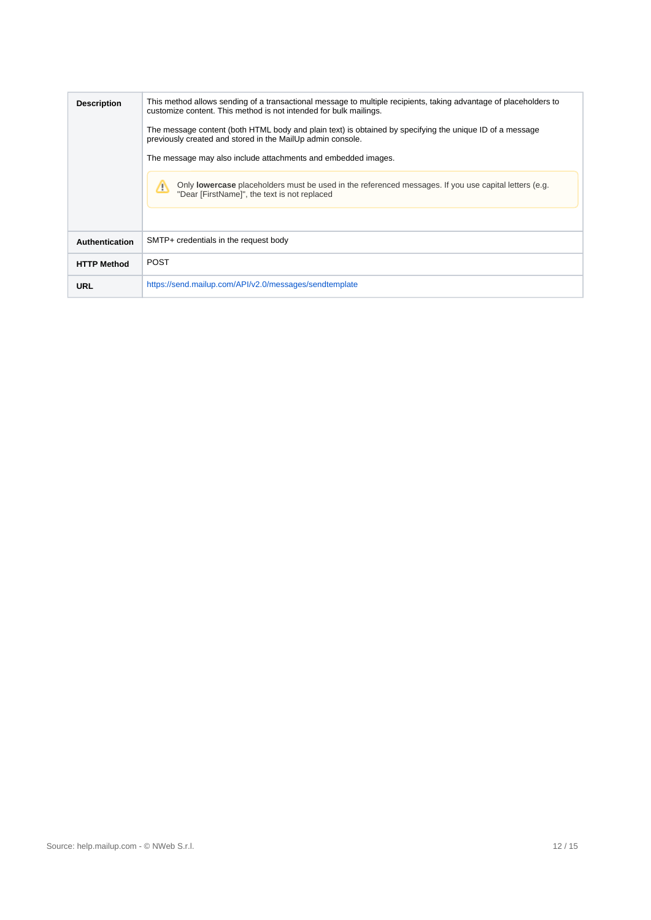| | |
|---|---|
| **Description** | This method allows sending of a transactional message to multiple recipients, taking advantage of placeholders to customize content. This method is not intended for bulk mailings.<br><br>The message content (both HTML body and plain text) is obtained by specifying the unique ID of a message previously created and stored in the MailUp admin console.<br><br>The message may also include attachments and embedded images.<br><br>⚠ Only **lowercase** placeholders must be used in the referenced messages. If you use capital letters (e.g. "Dear [FirstName]", the text is not replaced |
| **Authentication** | SMTP+ credentials in the request body |
| **HTTP Method** | POST |
| **URL** | https://send.mailup.com/API/v2.0/messages/sendtemplate |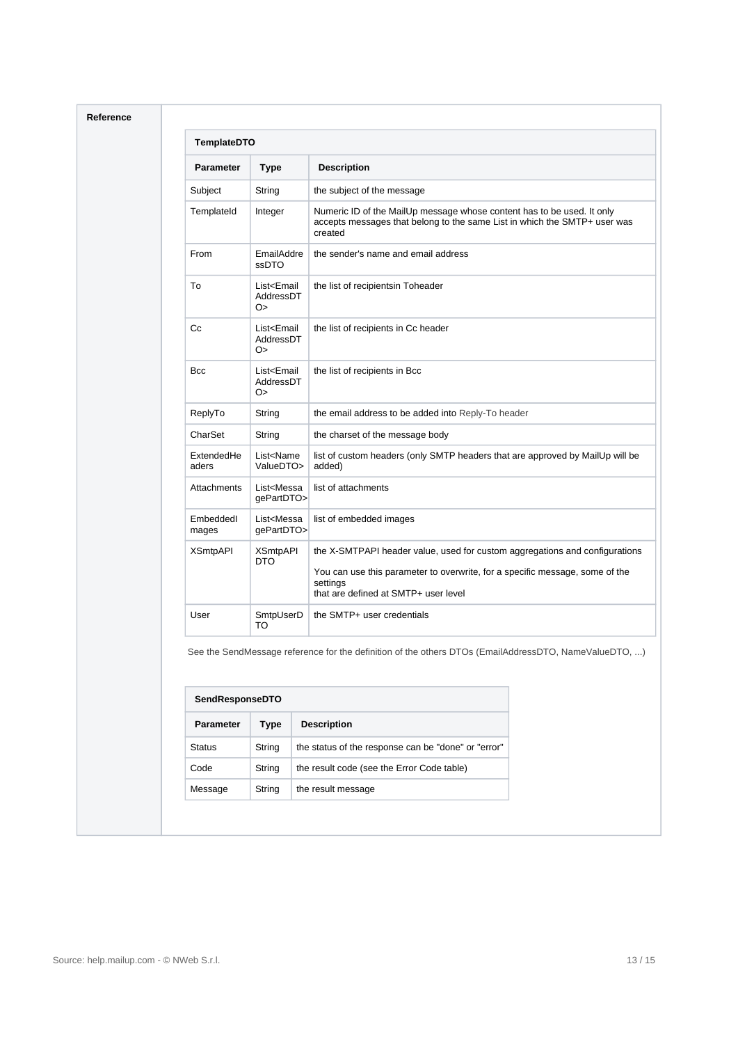**Reference**

| TemplateDTO | | |
|---|---|---|
| **Parameter** | **Type** | **Description** |
| Subject | String | the subject of the message |
| TemplateId | Integer | Numeric ID of the MailUp message whose content has to be used. It only accepts messages that belong to the same List in which the SMTP+ user was created |
| From | EmailAddressDTO | the sender's name and email address |
| To | List<EmailAddressDTO> | the list of recipientsin Toheader |
| Cc | List<EmailAddressDTO> | the list of recipients in Cc header |
| Bcc | List<EmailAddressDTO> | the list of recipients in Bcc |
| ReplyTo | String | the email address to be added into Reply-To header |
| CharSet | String | the charset of the message body |
| ExtendedHeaders | List<NameValueDTO> | list of custom headers (only SMTP headers that are approved by MailUp will be added) |
| Attachments | List<MessagePartDTO> | list of attachments |
| EmbeddedImages | List<MessagePartDTO> | list of embedded images |
| XSmtpAPI | XSmtpAPIDTO | the X-SMTPAPI header value, used for custom aggregations and configurations<br><br>You can use this parameter to overwrite, for a specific message, some of the settings that are defined at SMTP+ user level |
| User | SmtpUserDTO | the SMTP+ user credentials |

See the SendMessage reference for the definition of the others DTOs (EmailAddressDTO, NameValueDTO, ...)

| SendResponseDTO | | |
|---|---|---|
| **Parameter** | **Type** | **Description** |
| Status | String | the status of the response can be "done" or "error" |
| Code | String | the result code (see the Error Code table) |
| Message | String | the result message |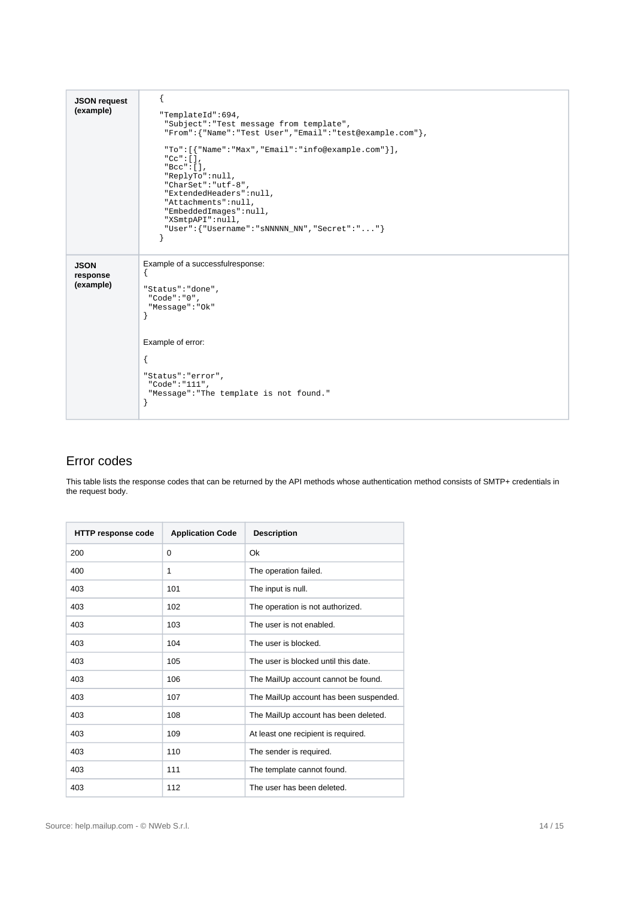| | |
|---|---|
| **JSON request (example)** | <pre>{<br>"TemplateId":694,<br> "Subject":"Test message from template",<br> "From":{"Name":"Test User","Email":"test@example.com"},<br> "To":[{"Name":"Max","Email":"info@example.com"}],<br> "Cc":[],<br> "Bcc":[],<br> "ReplyTo":null,<br> "CharSet":"utf-8",<br> "ExtendedHeaders":null,<br> "Attachments":null,<br> "EmbeddedImages":null,<br> "XSmtpAPI":null,<br> "User":{"Username":"sNNNNN_NN","Secret":"..."}<br>}</pre> |
| **JSON response (example)** | Example of a successfulresponse:<br><pre>{<br>"Status":"done",<br> "Code":"0",<br> "Message":"Ok"<br>}</pre><br>Example of error:<br><pre>{<br>"Status":"error",<br> "Code":"111",<br> "Message":"The template is not found."<br>}</pre> |

## Error codes

This table lists the response codes that can be returned by the API methods whose authentication method consists of SMTP+ credentials in the request body.

| HTTP response code | Application Code | Description |
|---|---|---|
| 200 | 0 | Ok |
| 400 | 1 | The operation failed. |
| 403 | 101 | The input is null. |
| 403 | 102 | The operation is not authorized. |
| 403 | 103 | The user is not enabled. |
| 403 | 104 | The user is blocked. |
| 403 | 105 | The user is blocked until this date. |
| 403 | 106 | The MailUp account cannot be found. |
| 403 | 107 | The MailUp account has been suspended. |
| 403 | 108 | The MailUp account has been deleted. |
| 403 | 109 | At least one recipient is required. |
| 403 | 110 | The sender is required. |
| 403 | 111 | The template cannot found. |
| 403 | 112 | The user has been deleted. |